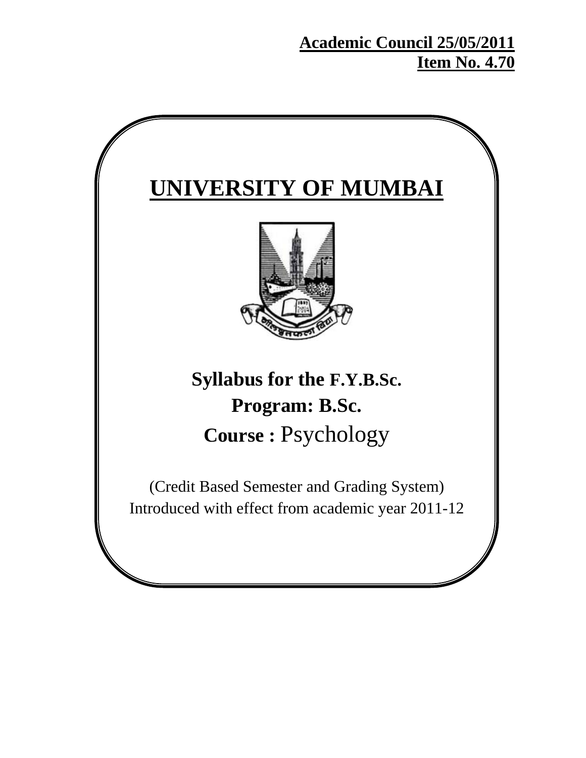**Academic Council 25/05/2011**
**Item No. 4.70**

# UNIVERSITY OF MUMBAI

## Syllabus for the F.Y.B.Sc.

## Program: B.Sc.

## Course : Psychology

(Credit Based Semester and Grading System)
Introduced with effect from academic year 2011-12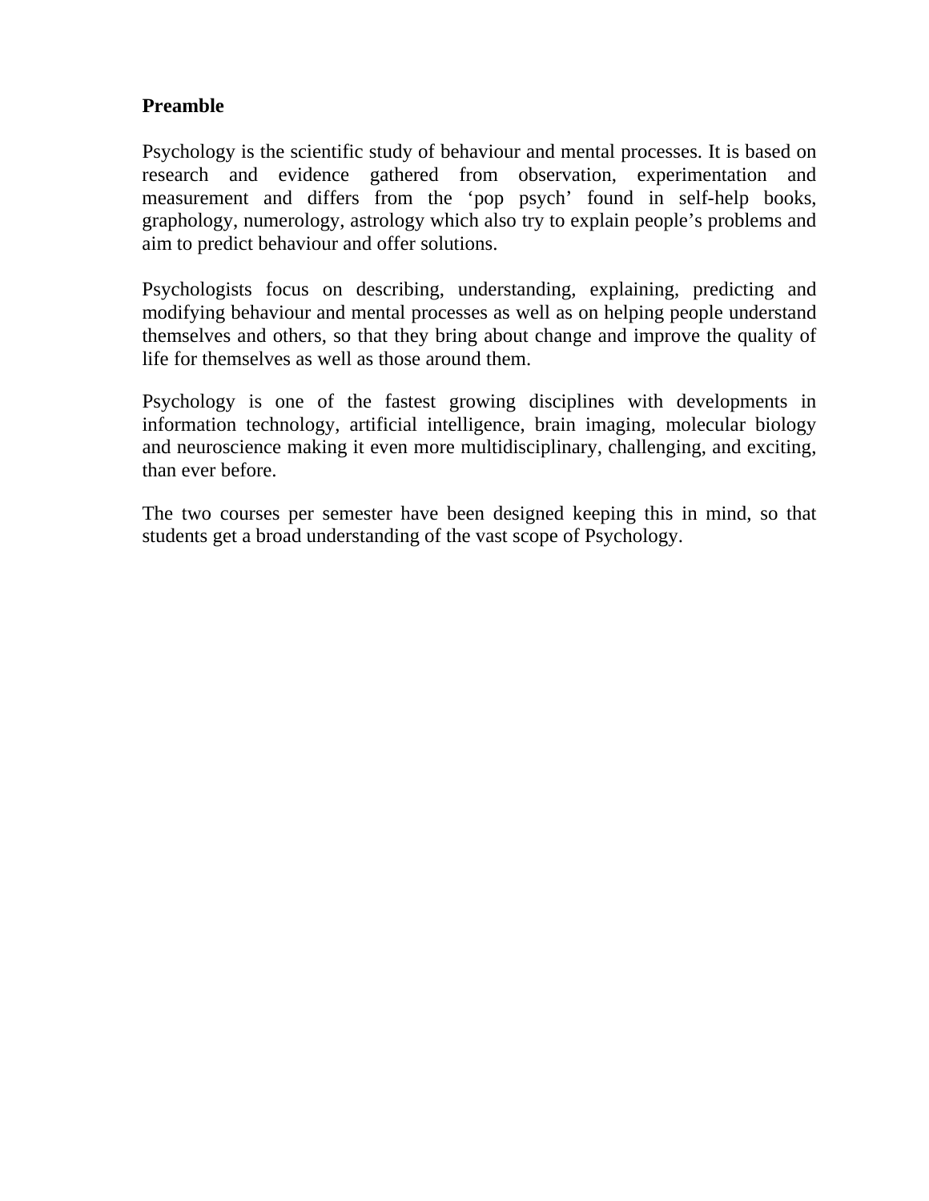**Preamble**

Psychology is the scientific study of behaviour and mental processes. It is based on research and evidence gathered from observation, experimentation and measurement and differs from the 'pop psych' found in self-help books, graphology, numerology, astrology which also try to explain people's problems and aim to predict behaviour and offer solutions.

Psychologists focus on describing, understanding, explaining, predicting and modifying behaviour and mental processes as well as on helping people understand themselves and others, so that they bring about change and improve the quality of life for themselves as well as those around them.

Psychology is one of the fastest growing disciplines with developments in information technology, artificial intelligence, brain imaging, molecular biology and neuroscience making it even more multidisciplinary, challenging, and exciting, than ever before.

The two courses per semester have been designed keeping this in mind, so that students get a broad understanding of the vast scope of Psychology.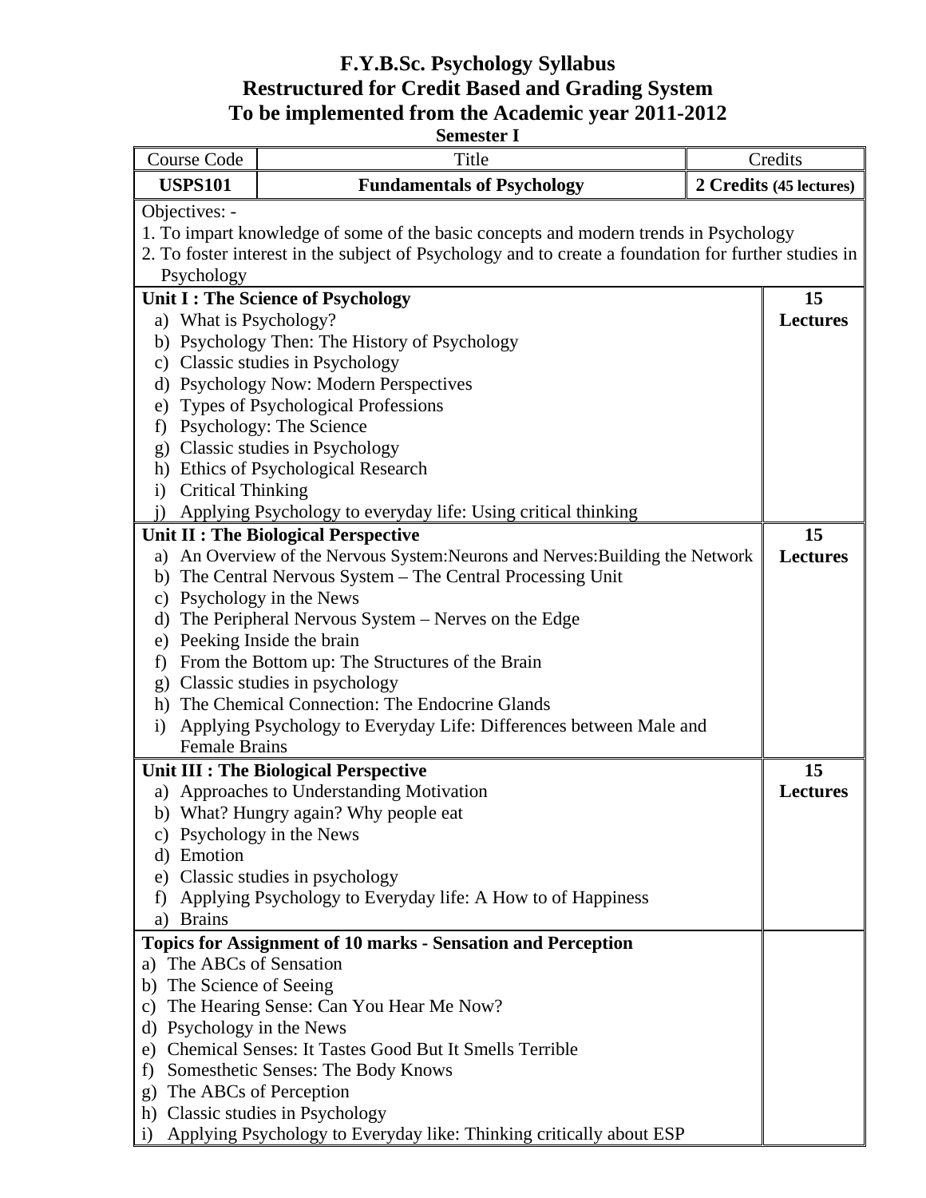# F.Y.B.Sc. Psychology Syllabus
## Restructured for Credit Based and Grading System
## To be implemented from the Academic year 2011-2012

**Semester I**

| Course Code | Title | Credits |
|---|---|---|
| **USPS101** | **Fundamentals of Psychology** | **2 Credits (45 lectures)** |

Objectives: -

1. To impart knowledge of some of the basic concepts and modern trends in Psychology
2. To foster interest in the subject of Psychology and to create a foundation for further studies in Psychology

| | |
|---|---|
| **Unit I : The Science of Psychology**<br>a) What is Psychology?<br>b) Psychology Then: The History of Psychology<br>c) Classic studies in Psychology<br>d) Psychology Now: Modern Perspectives<br>e) Types of Psychological Professions<br>f) Psychology: The Science<br>g) Classic studies in Psychology<br>h) Ethics of Psychological Research<br>i) Critical Thinking<br>j) Applying Psychology to everyday life: Using critical thinking | **15 Lectures** |
| **Unit II : The Biological Perspective**<br>a) An Overview of the Nervous System:Neurons and Nerves:Building the Network<br>b) The Central Nervous System – The Central Processing Unit<br>c) Psychology in the News<br>d) The Peripheral Nervous System – Nerves on the Edge<br>e) Peeking Inside the brain<br>f) From the Bottom up: The Structures of the Brain<br>g) Classic studies in psychology<br>h) The Chemical Connection: The Endocrine Glands<br>i) Applying Psychology to Everyday Life: Differences between Male and Female Brains | **15 Lectures** |
| **Unit III : The Biological Perspective**<br>a) Approaches to Understanding Motivation<br>b) What? Hungry again? Why people eat<br>c) Psychology in the News<br>d) Emotion<br>e) Classic studies in psychology<br>f) Applying Psychology to Everyday life: A How to of Happiness<br>a) Brains | **15 Lectures** |
| **Topics for Assignment of 10 marks - Sensation and Perception**<br>a) The ABCs of Sensation<br>b) The Science of Seeing<br>c) The Hearing Sense: Can You Hear Me Now?<br>d) Psychology in the News<br>e) Chemical Senses: It Tastes Good But It Smells Terrible<br>f) Somesthetic Senses: The Body Knows<br>g) The ABCs of Perception<br>h) Classic studies in Psychology<br>i) Applying Psychology to Everyday like: Thinking critically about ESP | |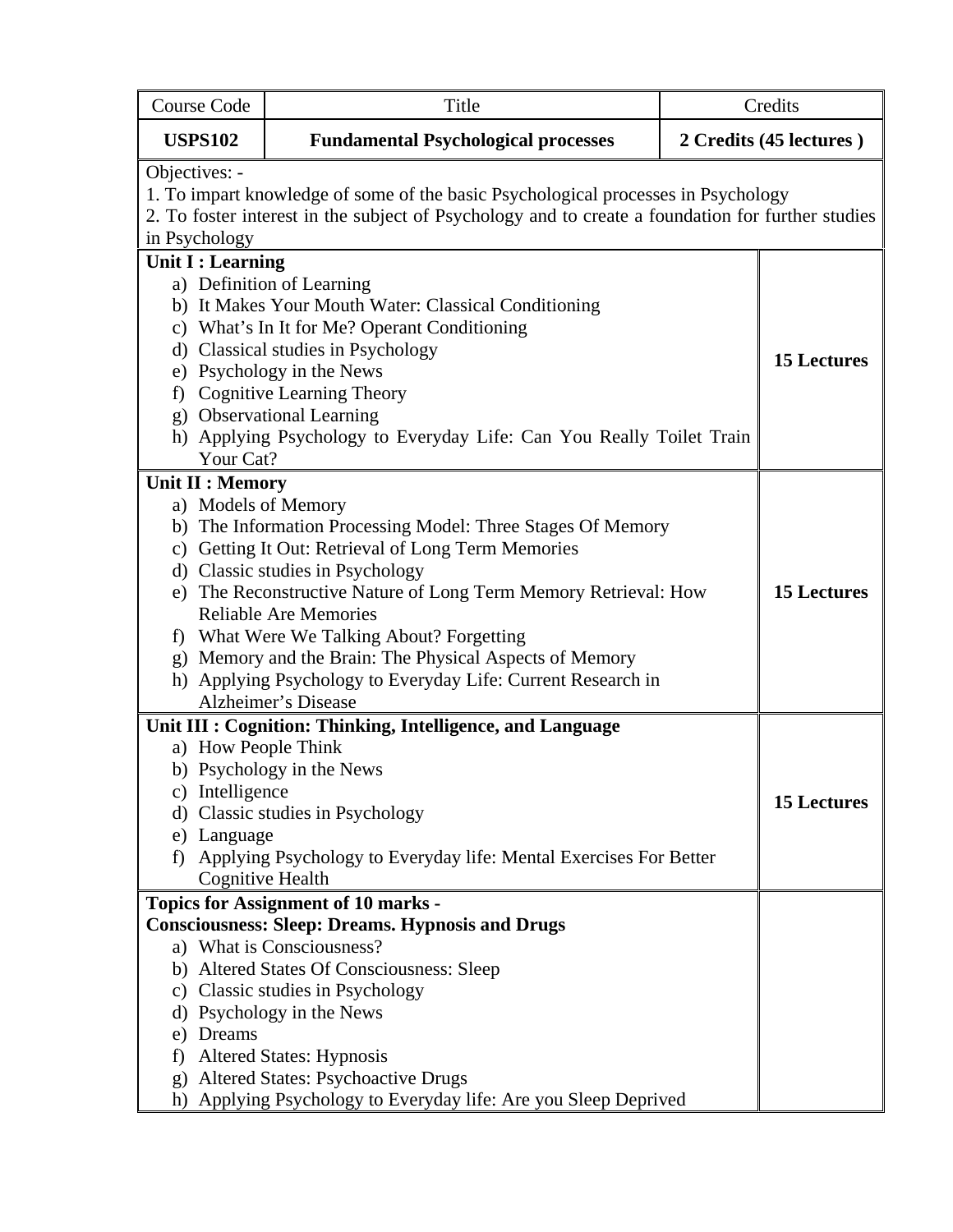| Course Code | Title | Credits |
|---|---|---|
| **USPS102** | **Fundamental Psychological processes** | **2 Credits (45 lectures )** |

Objectives: -

1. To impart knowledge of some of the basic Psychological processes in Psychology
2. To foster interest in the subject of Psychology and to create a foundation for further studies in Psychology

| Content | Lectures |
|---|---|
| **Unit I : Learning**<br>a) Definition of Learning<br>b) It Makes Your Mouth Water: Classical Conditioning<br>c) What's In It for Me? Operant Conditioning<br>d) Classical studies in Psychology<br>e) Psychology in the News<br>f) Cognitive Learning Theory<br>g) Observational Learning<br>h) Applying Psychology to Everyday Life: Can You Really Toilet Train Your Cat? | **15 Lectures** |
| **Unit II : Memory**<br>a) Models of Memory<br>b) The Information Processing Model: Three Stages Of Memory<br>c) Getting It Out: Retrieval of Long Term Memories<br>d) Classic studies in Psychology<br>e) The Reconstructive Nature of Long Term Memory Retrieval: How Reliable Are Memories<br>f) What Were We Talking About? Forgetting<br>g) Memory and the Brain: The Physical Aspects of Memory<br>h) Applying Psychology to Everyday Life: Current Research in Alzheimer's Disease | **15 Lectures** |
| **Unit III : Cognition: Thinking, Intelligence, and Language**<br>a) How People Think<br>b) Psychology in the News<br>c) Intelligence<br>d) Classic studies in Psychology<br>e) Language<br>f) Applying Psychology to Everyday life: Mental Exercises For Better Cognitive Health | **15 Lectures** |
| **Topics for Assignment of 10 marks -**<br>**Consciousness: Sleep: Dreams. Hypnosis and Drugs**<br>a) What is Consciousness?<br>b) Altered States Of Consciousness: Sleep<br>c) Classic studies in Psychology<br>d) Psychology in the News<br>e) Dreams<br>f) Altered States: Hypnosis<br>g) Altered States: Psychoactive Drugs<br>h) Applying Psychology to Everyday life: Are you Sleep Deprived | |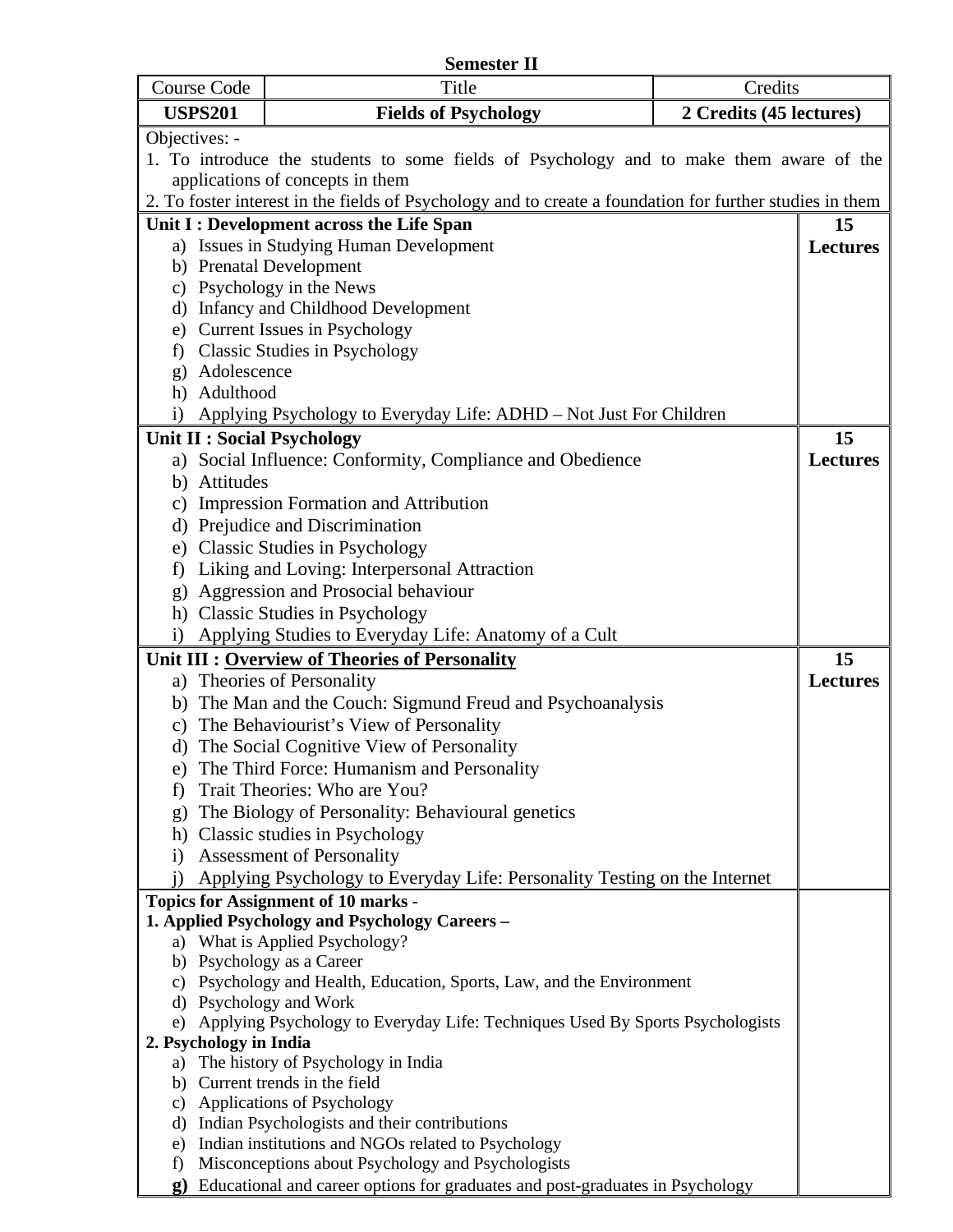**Semester II**

| Course Code | Title | Credits |
|---|---|---|
| **USPS201** | **Fields of Psychology** | **2 Credits (45 lectures)** |

Objectives: -

1. To introduce the students to some fields of Psychology and to make them aware of the applications of concepts in them
2. To foster interest in the fields of Psychology and to create a foundation for further studies in them

| Content | Lectures |
|---|---|
| **Unit I : Development across the Life Span**<br>a) Issues in Studying Human Development<br>b) Prenatal Development<br>c) Psychology in the News<br>d) Infancy and Childhood Development<br>e) Current Issues in Psychology<br>f) Classic Studies in Psychology<br>g) Adolescence<br>h) Adulthood<br>i) Applying Psychology to Everyday Life: ADHD – Not Just For Children | **15 Lectures** |
| **Unit II : Social Psychology**<br>a) Social Influence: Conformity, Compliance and Obedience<br>b) Attitudes<br>c) Impression Formation and Attribution<br>d) Prejudice and Discrimination<br>e) Classic Studies in Psychology<br>f) Liking and Loving: Interpersonal Attraction<br>g) Aggression and Prosocial behaviour<br>h) Classic Studies in Psychology<br>i) Applying Studies to Everyday Life: Anatomy of a Cult | **15 Lectures** |
| **Unit III : <u>Overview of Theories of Personality</u>**<br>a) Theories of Personality<br>b) The Man and the Couch: Sigmund Freud and Psychoanalysis<br>c) The Behaviourist's View of Personality<br>d) The Social Cognitive View of Personality<br>e) The Third Force: Humanism and Personality<br>f) Trait Theories: Who are You?<br>g) The Biology of Personality: Behavioural genetics<br>h) Classic studies in Psychology<br>i) Assessment of Personality<br>j) Applying Psychology to Everyday Life: Personality Testing on the Internet | **15 Lectures** |
| **Topics for Assignment of 10 marks -**<br>**1. Applied Psychology and Psychology Careers –**<br>a) What is Applied Psychology?<br>b) Psychology as a Career<br>c) Psychology and Health, Education, Sports, Law, and the Environment<br>d) Psychology and Work<br>e) Applying Psychology to Everyday Life: Techniques Used By Sports Psychologists<br>**2. Psychology in India**<br>a) The history of Psychology in India<br>b) Current trends in the field<br>c) Applications of Psychology<br>d) Indian Psychologists and their contributions<br>e) Indian institutions and NGOs related to Psychology<br>f) Misconceptions about Psychology and Psychologists<br>**g)** Educational and career options for graduates and post-graduates in Psychology | |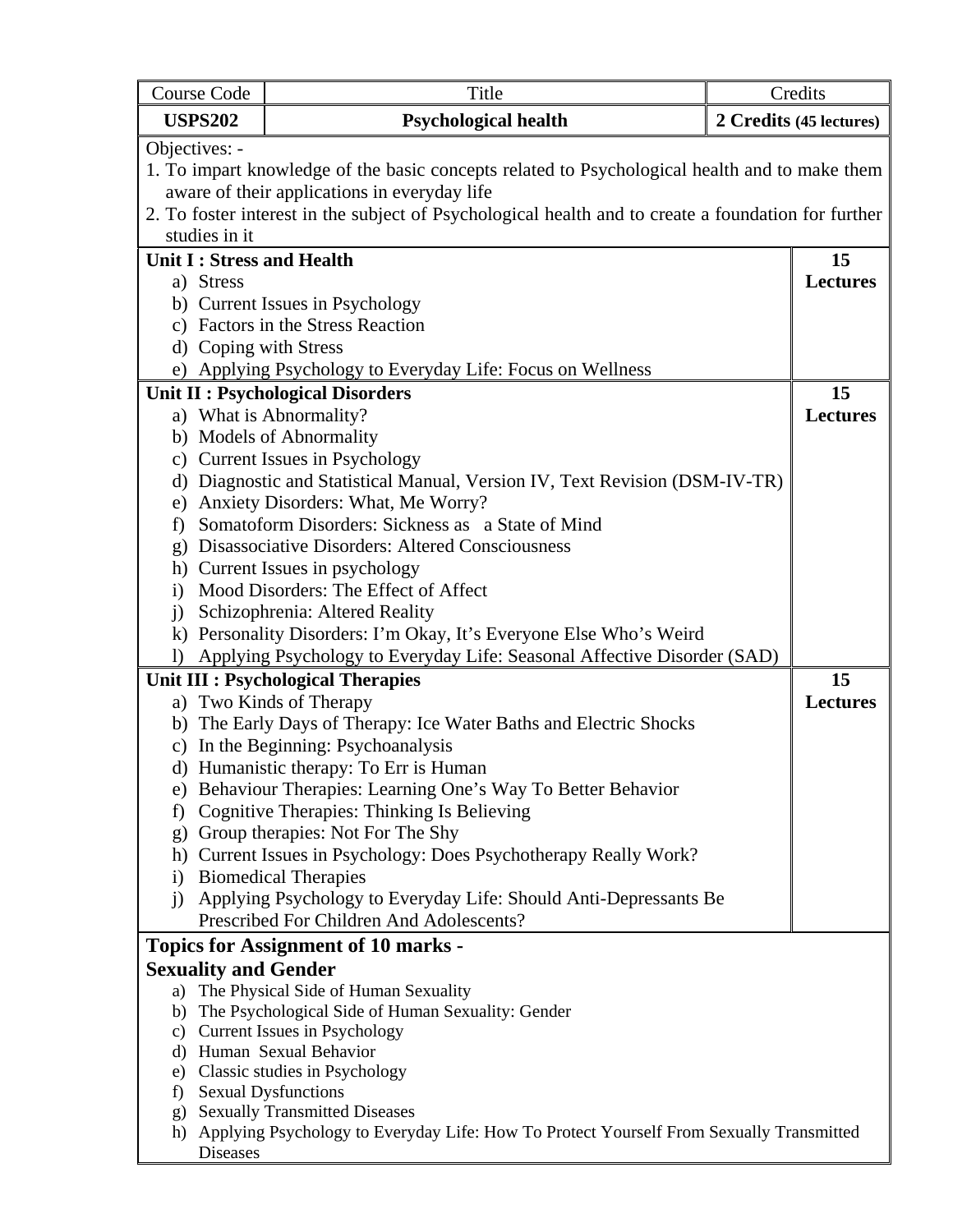| Course Code | Title | Credits |
| --- | --- | --- |
| **USPS202** | **Psychological health** | **2 Credits (45 lectures)** |

Objectives: -

1. To impart knowledge of the basic concepts related to Psychological health and to make them aware of their applications in everyday life
2. To foster interest in the subject of Psychological health and to create a foundation for further studies in it

| Unit | Lectures |
| --- | --- |
| **Unit I : Stress and Health**<br>a) Stress<br>b) Current Issues in Psychology<br>c) Factors in the Stress Reaction<br>d) Coping with Stress<br>e) Applying Psychology to Everyday Life: Focus on Wellness | **15 Lectures** |
| **Unit II : Psychological Disorders**<br>a) What is Abnormality?<br>b) Models of Abnormality<br>c) Current Issues in Psychology<br>d) Diagnostic and Statistical Manual, Version IV, Text Revision (DSM-IV-TR)<br>e) Anxiety Disorders: What, Me Worry?<br>f) Somatoform Disorders: Sickness as a State of Mind<br>g) Disassociative Disorders: Altered Consciousness<br>h) Current Issues in psychology<br>i) Mood Disorders: The Effect of Affect<br>j) Schizophrenia: Altered Reality<br>k) Personality Disorders: I'm Okay, It's Everyone Else Who's Weird<br>l) Applying Psychology to Everyday Life: Seasonal Affective Disorder (SAD) | **15 Lectures** |
| **Unit III : Psychological Therapies**<br>a) Two Kinds of Therapy<br>b) The Early Days of Therapy: Ice Water Baths and Electric Shocks<br>c) In the Beginning: Psychoanalysis<br>d) Humanistic therapy: To Err is Human<br>e) Behaviour Therapies: Learning One's Way To Better Behavior<br>f) Cognitive Therapies: Thinking Is Believing<br>g) Group therapies: Not For The Shy<br>h) Current Issues in Psychology: Does Psychotherapy Really Work?<br>i) Biomedical Therapies<br>j) Applying Psychology to Everyday Life: Should Anti-Depressants Be Prescribed For Children And Adolescents? | **15 Lectures** |

**Topics for Assignment of 10 marks -**

**Sexuality and Gender**

a) The Physical Side of Human Sexuality
b) The Psychological Side of Human Sexuality: Gender
c) Current Issues in Psychology
d) Human Sexual Behavior
e) Classic studies in Psychology
f) Sexual Dysfunctions
g) Sexually Transmitted Diseases
h) Applying Psychology to Everyday Life: How To Protect Yourself From Sexually Transmitted Diseases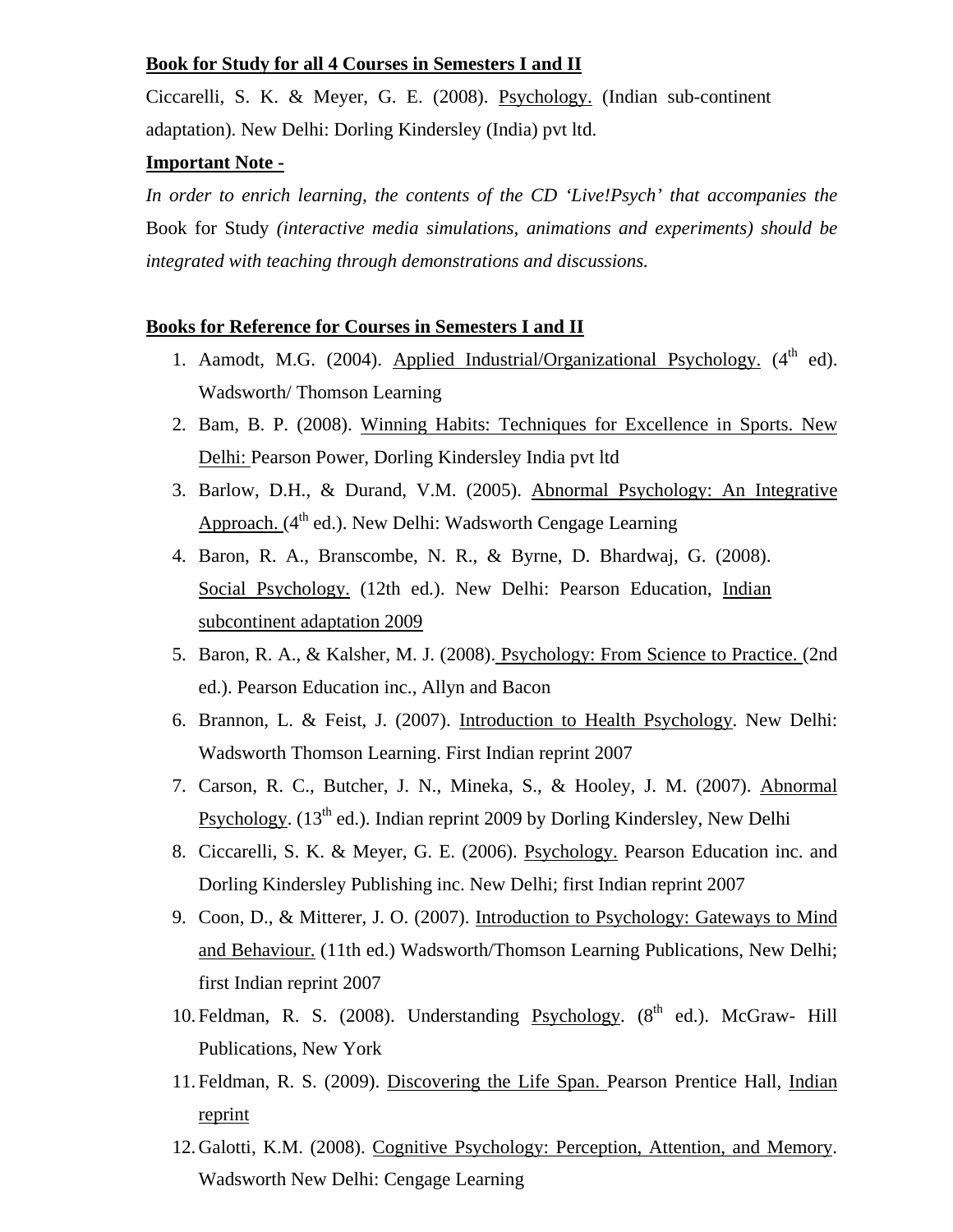**Book for Study for all 4 Courses in Semesters I and II**

Ciccarelli, S. K. & Meyer, G. E. (2008). Psychology. (Indian sub-continent adaptation). New Delhi: Dorling Kindersley (India) pvt ltd.

**Important Note -**

*In order to enrich learning, the contents of the CD 'Live!Psych' that accompanies the* Book for Study *(interactive media simulations, animations and experiments) should be integrated with teaching through demonstrations and discussions.*

**Books for Reference for Courses in Semesters I and II**

1. Aamodt, M.G. (2004). Applied Industrial/Organizational Psychology. (4th ed). Wadsworth/ Thomson Learning
2. Bam, B. P. (2008). Winning Habits: Techniques for Excellence in Sports. New Delhi: Pearson Power, Dorling Kindersley India pvt ltd
3. Barlow, D.H., & Durand, V.M. (2005). Abnormal Psychology: An Integrative Approach. (4th ed.). New Delhi: Wadsworth Cengage Learning
4. Baron, R. A., Branscombe, N. R., & Byrne, D. Bhardwaj, G. (2008). Social Psychology. (12th ed.). New Delhi: Pearson Education, Indian subcontinent adaptation 2009
5. Baron, R. A., & Kalsher, M. J. (2008). Psychology: From Science to Practice. (2nd ed.). Pearson Education inc., Allyn and Bacon
6. Brannon, L. & Feist, J. (2007). Introduction to Health Psychology. New Delhi: Wadsworth Thomson Learning. First Indian reprint 2007
7. Carson, R. C., Butcher, J. N., Mineka, S., & Hooley, J. M. (2007). Abnormal Psychology. (13th ed.). Indian reprint 2009 by Dorling Kindersley, New Delhi
8. Ciccarelli, S. K. & Meyer, G. E. (2006). Psychology. Pearson Education inc. and Dorling Kindersley Publishing inc. New Delhi; first Indian reprint 2007
9. Coon, D., & Mitterer, J. O. (2007). Introduction to Psychology: Gateways to Mind and Behaviour. (11th ed.) Wadsworth/Thomson Learning Publications, New Delhi; first Indian reprint 2007
10. Feldman, R. S. (2008). Understanding Psychology. (8th ed.). McGraw- Hill Publications, New York
11. Feldman, R. S. (2009). Discovering the Life Span. Pearson Prentice Hall, Indian reprint
12. Galotti, K.M. (2008). Cognitive Psychology: Perception, Attention, and Memory. Wadsworth New Delhi: Cengage Learning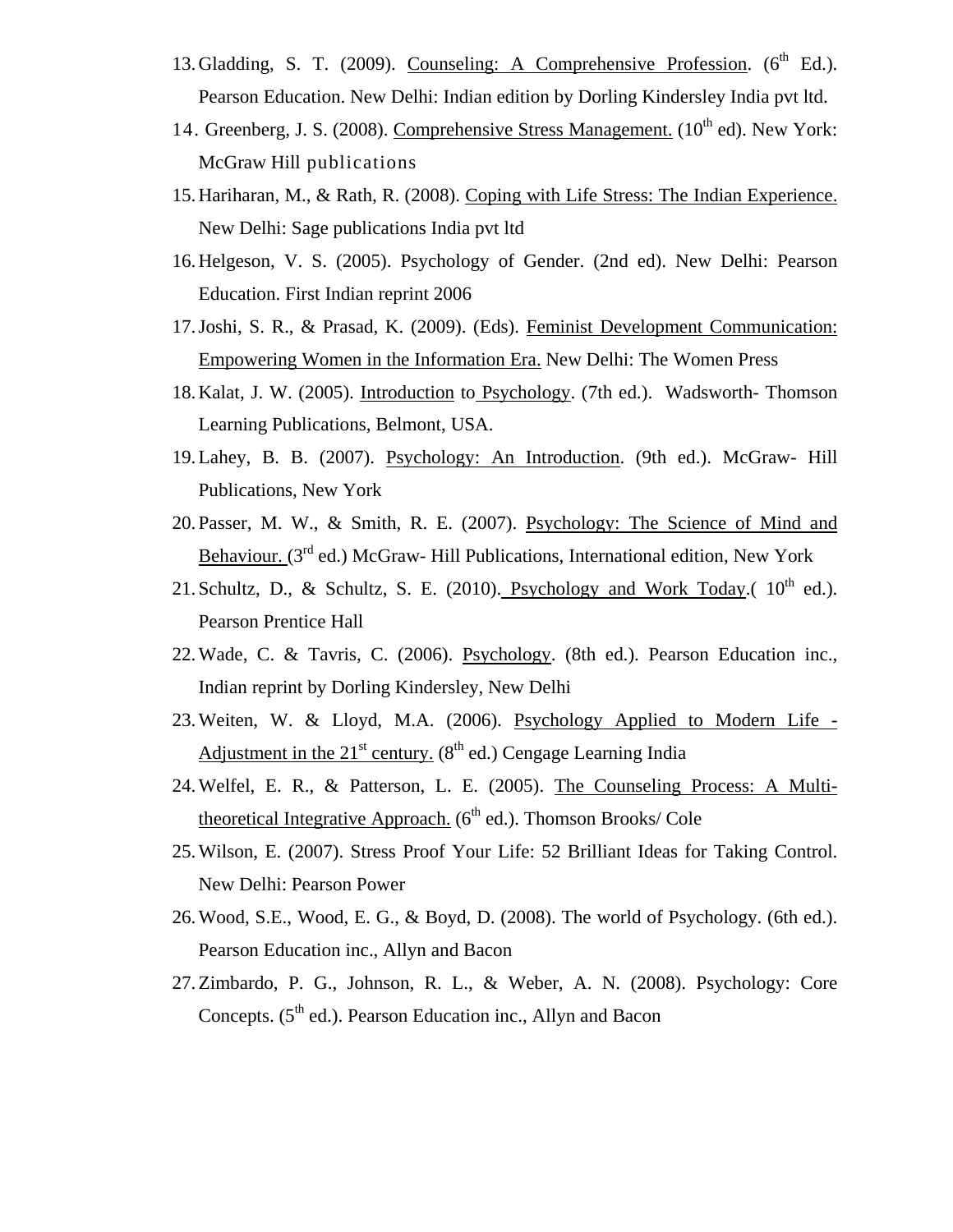13. Gladding, S. T. (2009). Counseling: A Comprehensive Profession. (6th Ed.). Pearson Education. New Delhi: Indian edition by Dorling Kindersley India pvt ltd.
14. Greenberg, J. S. (2008). Comprehensive Stress Management. (10th ed). New York: McGraw Hill publications
15. Hariharan, M., & Rath, R. (2008). Coping with Life Stress: The Indian Experience. New Delhi: Sage publications India pvt ltd
16. Helgeson, V. S. (2005). Psychology of Gender. (2nd ed). New Delhi: Pearson Education. First Indian reprint 2006
17. Joshi, S. R., & Prasad, K. (2009). (Eds). Feminist Development Communication: Empowering Women in the Information Era. New Delhi: The Women Press
18. Kalat, J. W. (2005). Introduction to Psychology. (7th ed.). Wadsworth- Thomson Learning Publications, Belmont, USA.
19. Lahey, B. B. (2007). Psychology: An Introduction. (9th ed.). McGraw- Hill Publications, New York
20. Passer, M. W., & Smith, R. E. (2007). Psychology: The Science of Mind and Behaviour. (3rd ed.) McGraw- Hill Publications, International edition, New York
21. Schultz, D., & Schultz, S. E. (2010). Psychology and Work Today.( 10th ed.). Pearson Prentice Hall
22. Wade, C. & Tavris, C. (2006). Psychology. (8th ed.). Pearson Education inc., Indian reprint by Dorling Kindersley, New Delhi
23. Weiten, W. & Lloyd, M.A. (2006). Psychology Applied to Modern Life - Adjustment in the 21st century. (8th ed.) Cengage Learning India
24. Welfel, E. R., & Patterson, L. E. (2005). The Counseling Process: A Multi-theoretical Integrative Approach. (6th ed.). Thomson Brooks/ Cole
25. Wilson, E. (2007). Stress Proof Your Life: 52 Brilliant Ideas for Taking Control. New Delhi: Pearson Power
26. Wood, S.E., Wood, E. G., & Boyd, D. (2008). The world of Psychology. (6th ed.). Pearson Education inc., Allyn and Bacon
27. Zimbardo, P. G., Johnson, R. L., & Weber, A. N. (2008). Psychology: Core Concepts. (5th ed.). Pearson Education inc., Allyn and Bacon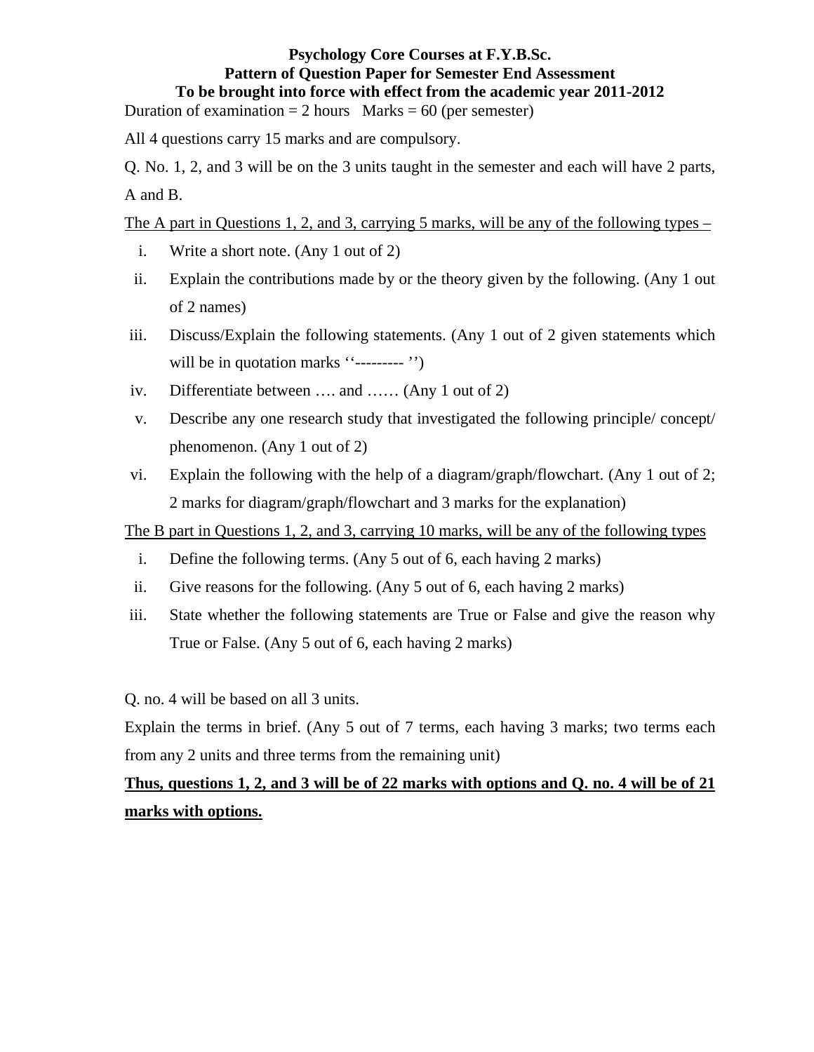**Psychology Core Courses at F.Y.B.Sc.**
**Pattern of Question Paper for Semester End Assessment**
**To be brought into force with effect from the academic year 2011-2012**

Duration of examination = 2 hours   Marks = 60 (per semester)

All 4 questions carry 15 marks and are compulsory.

Q. No. 1, 2, and 3 will be on the 3 units taught in the semester and each will have 2 parts, A and B.

<u>The A part in Questions 1, 2, and 3, carrying 5 marks, will be any of the following types –</u>

i. Write a short note. (Any 1 out of 2)
ii. Explain the contributions made by or the theory given by the following. (Any 1 out of 2 names)
iii. Discuss/Explain the following statements. (Any 1 out of 2 given statements which will be in quotation marks ‘‘--------- ’’)
iv. Differentiate between …. and …… (Any 1 out of 2)
v. Describe any one research study that investigated the following principle/ concept/ phenomenon. (Any 1 out of 2)
vi. Explain the following with the help of a diagram/graph/flowchart. (Any 1 out of 2; 2 marks for diagram/graph/flowchart and 3 marks for the explanation)

<u>The B part in Questions 1, 2, and 3, carrying 10 marks, will be any of the following types</u>

i. Define the following terms. (Any 5 out of 6, each having 2 marks)
ii. Give reasons for the following. (Any 5 out of 6, each having 2 marks)
iii. State whether the following statements are True or False and give the reason why True or False. (Any 5 out of 6, each having 2 marks)

Q. no. 4 will be based on all 3 units.

Explain the terms in brief. (Any 5 out of 7 terms, each having 3 marks; two terms each from any 2 units and three terms from the remaining unit)

<u>**Thus, questions 1, 2, and 3 will be of 22 marks with options and Q. no. 4 will be of 21 marks with options.**</u>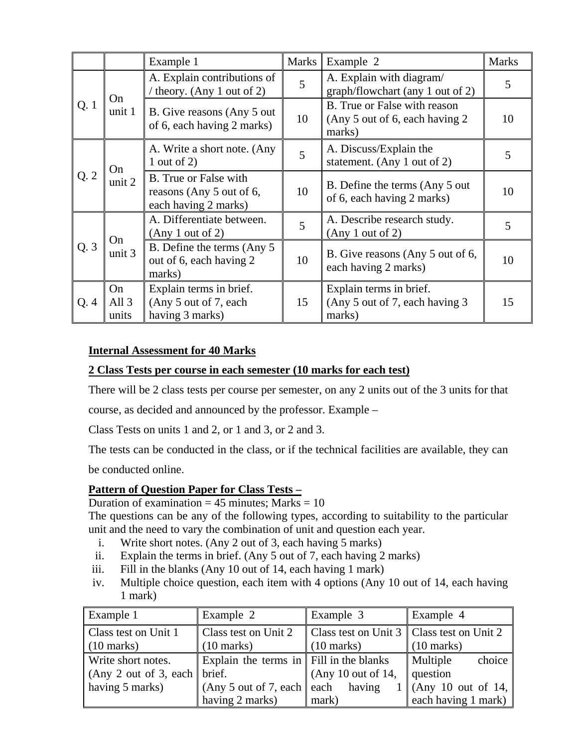| | | Example 1 | Marks | Example 2 | Marks |
|---|---|---|---|---|---|
| Q. 1 | On unit 1 | A. Explain contributions of / theory. (Any 1 out of 2) | 5 | A. Explain with diagram/ graph/flowchart (any 1 out of 2) | 5 |
| | | B. Give reasons (Any 5 out of 6, each having 2 marks) | 10 | B. True or False with reason (Any 5 out of 6, each having 2 marks) | 10 |
| Q. 2 | On unit 2 | A. Write a short note. (Any 1 out of 2) | 5 | A. Discuss/Explain the statement. (Any 1 out of 2) | 5 |
| | | B. True or False with reasons (Any 5 out of 6, each having 2 marks) | 10 | B. Define the terms (Any 5 out of 6, each having 2 marks) | 10 |
| Q. 3 | On unit 3 | A. Differentiate between. (Any 1 out of 2) | 5 | A. Describe research study. (Any 1 out of 2) | 5 |
| | | B. Define the terms (Any 5 out of 6, each having 2 marks) | 10 | B. Give reasons (Any 5 out of 6, each having 2 marks) | 10 |
| Q. 4 | On All 3 units | Explain terms in brief. (Any 5 out of 7, each having 3 marks) | 15 | Explain terms in brief. (Any 5 out of 7, each having 3 marks) | 15 |

**Internal Assessment for 40 Marks**

**2 Class Tests per course in each semester (10 marks for each test)**

There will be 2 class tests per course per semester, on any 2 units out of the 3 units for that course, as decided and announced by the professor. Example –

Class Tests on units 1 and 2, or 1 and 3, or 2 and 3.

The tests can be conducted in the class, or if the technical facilities are available, they can be conducted online.

**Pattern of Question Paper for Class Tests –**

Duration of examination = 45 minutes; Marks = 10

The questions can be any of the following types, according to suitability to the particular unit and the need to vary the combination of unit and question each year.

i. Write short notes. (Any 2 out of 3, each having 5 marks)
ii. Explain the terms in brief. (Any 5 out of 7, each having 2 marks)
iii. Fill in the blanks (Any 10 out of 14, each having 1 mark)
iv. Multiple choice question, each item with 4 options (Any 10 out of 14, each having 1 mark)

| Example 1 | Example 2 | Example 3 | Example 4 |
|---|---|---|---|
| Class test on Unit 1 (10 marks) | Class test on Unit 2 (10 marks) | Class test on Unit 3 (10 marks) | Class test on Unit 2 (10 marks) |
| Write short notes. (Any 2 out of 3, each having 5 marks) | Explain the terms in brief. (Any 5 out of 7, each having 2 marks) | Fill in the blanks (Any 10 out of 14, each having 1 mark) | Multiple choice question (Any 10 out of 14, each having 1 mark) |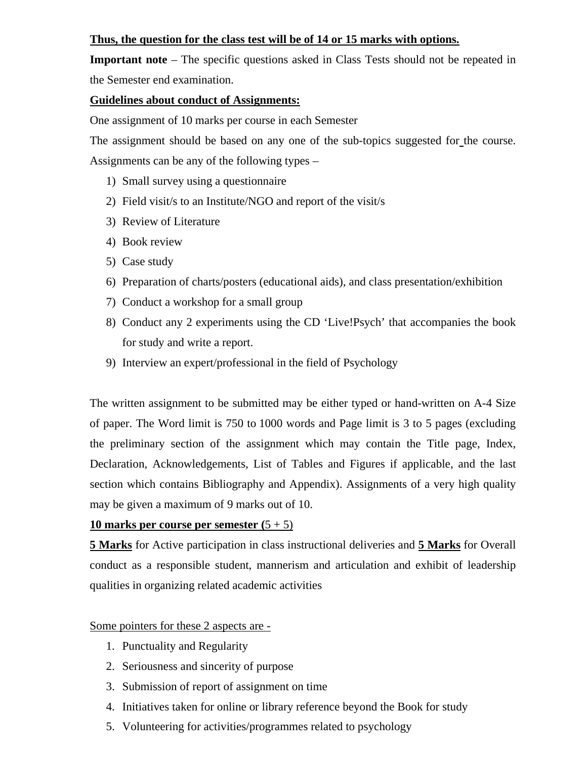**<u>Thus, the question for the class test will be of 14 or 15 marks with options.</u>**

**Important note** – The specific questions asked in Class Tests should not be repeated in the Semester end examination.

**<u>Guidelines about conduct of Assignments:</u>**

One assignment of 10 marks per course in each Semester

The assignment should be based on any one of the sub-topics suggested for the course. Assignments can be any of the following types –

1) Small survey using a questionnaire
2) Field visit/s to an Institute/NGO and report of the visit/s
3) Review of Literature
4) Book review
5) Case study
6) Preparation of charts/posters (educational aids), and class presentation/exhibition
7) Conduct a workshop for a small group
8) Conduct any 2 experiments using the CD 'Live!Psych' that accompanies the book for study and write a report.
9) Interview an expert/professional in the field of Psychology

The written assignment to be submitted may be either typed or hand-written on A-4 Size of paper. The Word limit is 750 to 1000 words and Page limit is 3 to 5 pages (excluding the preliminary section of the assignment which may contain the Title page, Index, Declaration, Acknowledgements, List of Tables and Figures if applicable, and the last section which contains Bibliography and Appendix). Assignments of a very high quality may be given a maximum of 9 marks out of 10.

<u>**10 marks per course per semester (**5 + 5)</u>

<u>**5 Marks**</u> for Active participation in class instructional deliveries and <u>**5 Marks**</u> for Overall conduct as a responsible student, mannerism and articulation and exhibit of leadership qualities in organizing related academic activities

<u>Some pointers for these 2 aspects are -</u>

1. Punctuality and Regularity
2. Seriousness and sincerity of purpose
3. Submission of report of assignment on time
4. Initiatives taken for online or library reference beyond the Book for study
5. Volunteering for activities/programmes related to psychology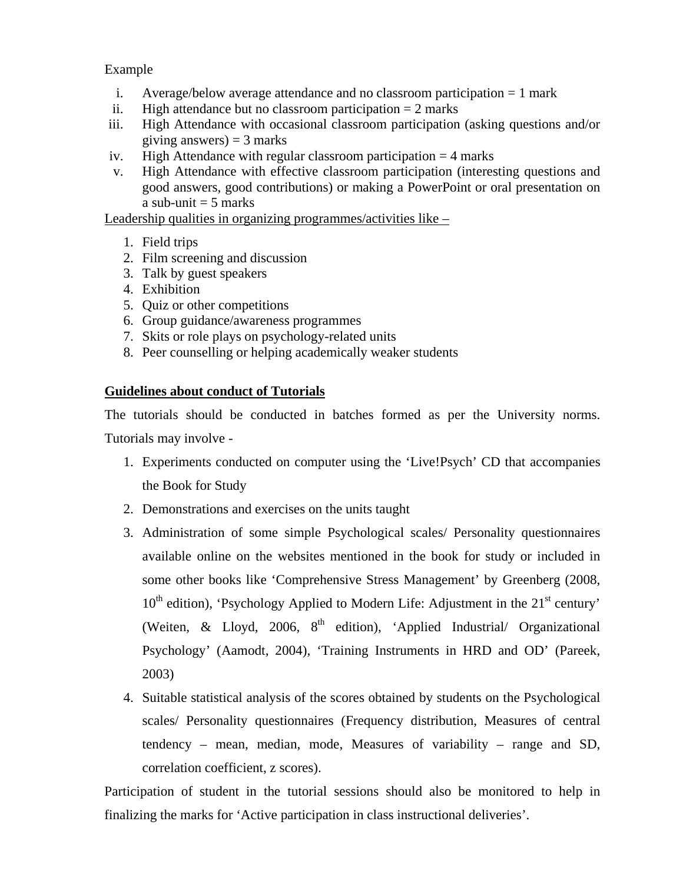Example

i. Average/below average attendance and no classroom participation = 1 mark
ii. High attendance but no classroom participation = 2 marks
iii. High Attendance with occasional classroom participation (asking questions and/or giving answers) = 3 marks
iv. High Attendance with regular classroom participation = 4 marks
v. High Attendance with effective classroom participation (interesting questions and good answers, good contributions) or making a PowerPoint or oral presentation on a sub-unit = 5 marks

<u>Leadership qualities in organizing programmes/activities like –</u>

1. Field trips
2. Film screening and discussion
3. Talk by guest speakers
4. Exhibition
5. Quiz or other competitions
6. Group guidance/awareness programmes
7. Skits or role plays on psychology-related units
8. Peer counselling or helping academically weaker students

**<u>Guidelines about conduct of Tutorials</u>**

The tutorials should be conducted in batches formed as per the University norms. Tutorials may involve -

1. Experiments conducted on computer using the 'Live!Psych' CD that accompanies the Book for Study
2. Demonstrations and exercises on the units taught
3. Administration of some simple Psychological scales/ Personality questionnaires available online on the websites mentioned in the book for study or included in some other books like 'Comprehensive Stress Management' by Greenberg (2008, 10th edition), 'Psychology Applied to Modern Life: Adjustment in the 21st century' (Weiten, & Lloyd, 2006, 8th edition), 'Applied Industrial/ Organizational Psychology' (Aamodt, 2004), 'Training Instruments in HRD and OD' (Pareek, 2003)
4. Suitable statistical analysis of the scores obtained by students on the Psychological scales/ Personality questionnaires (Frequency distribution, Measures of central tendency – mean, median, mode, Measures of variability – range and SD, correlation coefficient, z scores).

Participation of student in the tutorial sessions should also be monitored to help in finalizing the marks for 'Active participation in class instructional deliveries'.